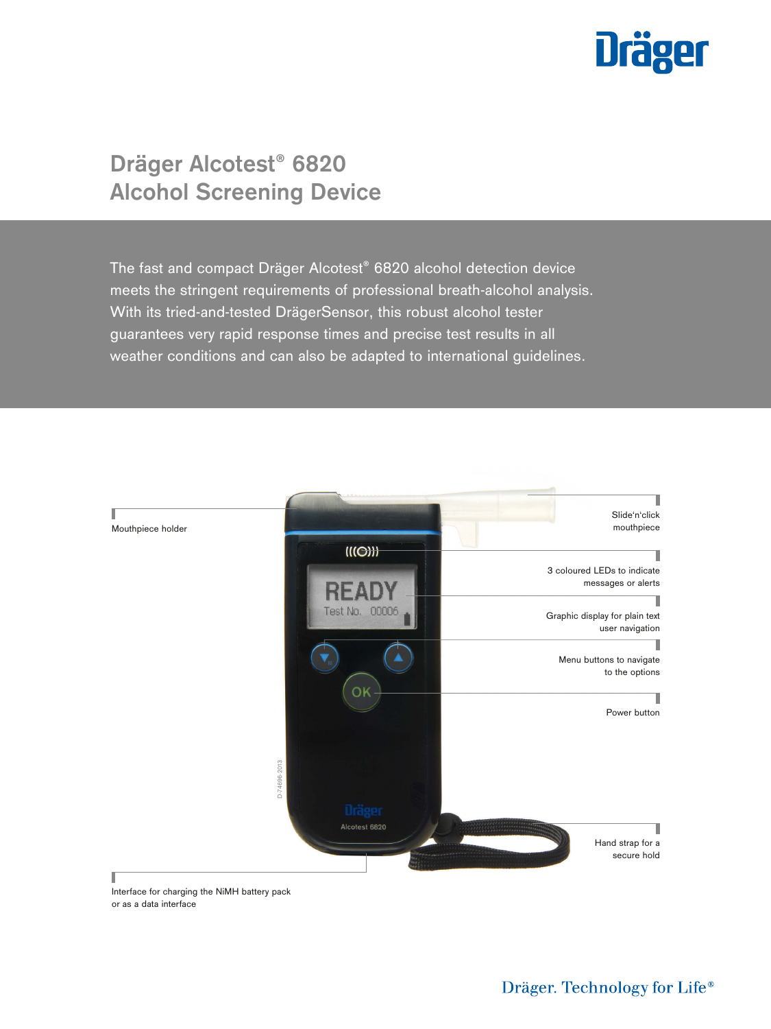# Dräger Alcotest® 6820 Alcohol Screening Device

The fast and compact Dräger Alcotest® 6820 alcohol detection device meets the stringent requirements of professional breath-alcohol analysis. With its tried-and-tested DrägerSensor, this robust alcohol tester guarantees very rapid response times and precise test results in all weather conditions and can also be adapted to international guidelines.

Mouthpiece holder

Slide'n'click mouthpiece

3 coloured LEDs to indicate messages or alerts

Graphic display for plain text user navigation

Menu buttons to navigate to the options

Power button

Hand strap for a secure hold

Interface for charging the NiMH battery pack or as a data interface

Dräger. Technology for Life®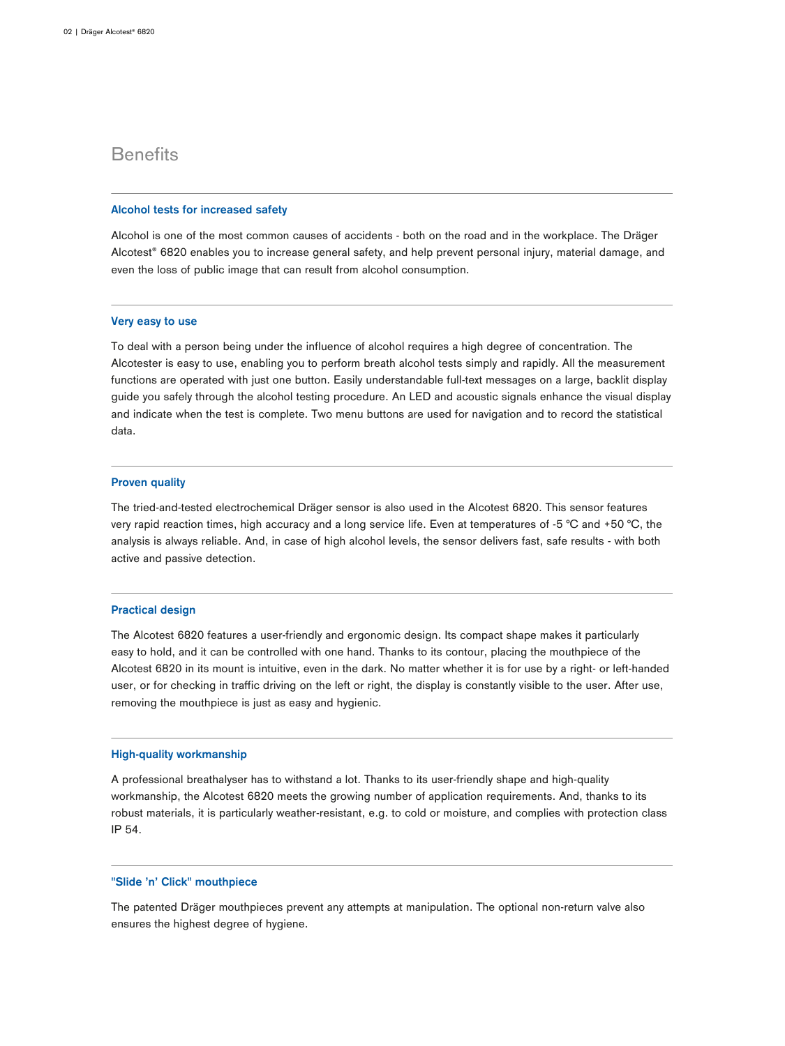## Benefits

### Alcohol tests for increased safety

Alcohol is one of the most common causes of accidents - both on the road and in the workplace. The Dräger Alcotest® 6820 enables you to increase general safety, and help prevent personal injury, material damage, and even the loss of public image that can result from alcohol consumption.

### Very easy to use

To deal with a person being under the influence of alcohol requires a high degree of concentration. The Alcotester is easy to use, enabling you to perform breath alcohol tests simply and rapidly. All the measurement functions are operated with just one button. Easily understandable full-text messages on a large, backlit display guide you safely through the alcohol testing procedure. An LED and acoustic signals enhance the visual display and indicate when the test is complete. Two menu buttons are used for navigation and to record the statistical data.

### Proven quality

The tried-and-tested electrochemical Dräger sensor is also used in the Alcotest 6820. This sensor features very rapid reaction times, high accuracy and a long service life. Even at temperatures of -5 °C and +50 °C, the analysis is always reliable. And, in case of high alcohol levels, the sensor delivers fast, safe results - with both active and passive detection.

### Practical design

The Alcotest 6820 features a user-friendly and ergonomic design. Its compact shape makes it particularly easy to hold, and it can be controlled with one hand. Thanks to its contour, placing the mouthpiece of the Alcotest 6820 in its mount is intuitive, even in the dark. No matter whether it is for use by a right- or left-handed user, or for checking in traffic driving on the left or right, the display is constantly visible to the user. After use, removing the mouthpiece is just as easy and hygienic.

### High-quality workmanship

A professional breathalyser has to withstand a lot. Thanks to its user-friendly shape and high-quality workmanship, the Alcotest 6820 meets the growing number of application requirements. And, thanks to its robust materials, it is particularly weather-resistant, e.g. to cold or moisture, and complies with protection class IP 54.

### "Slide 'n' Click" mouthpiece

The patented Dräger mouthpieces prevent any attempts at manipulation. The optional non-return valve also ensures the highest degree of hygiene.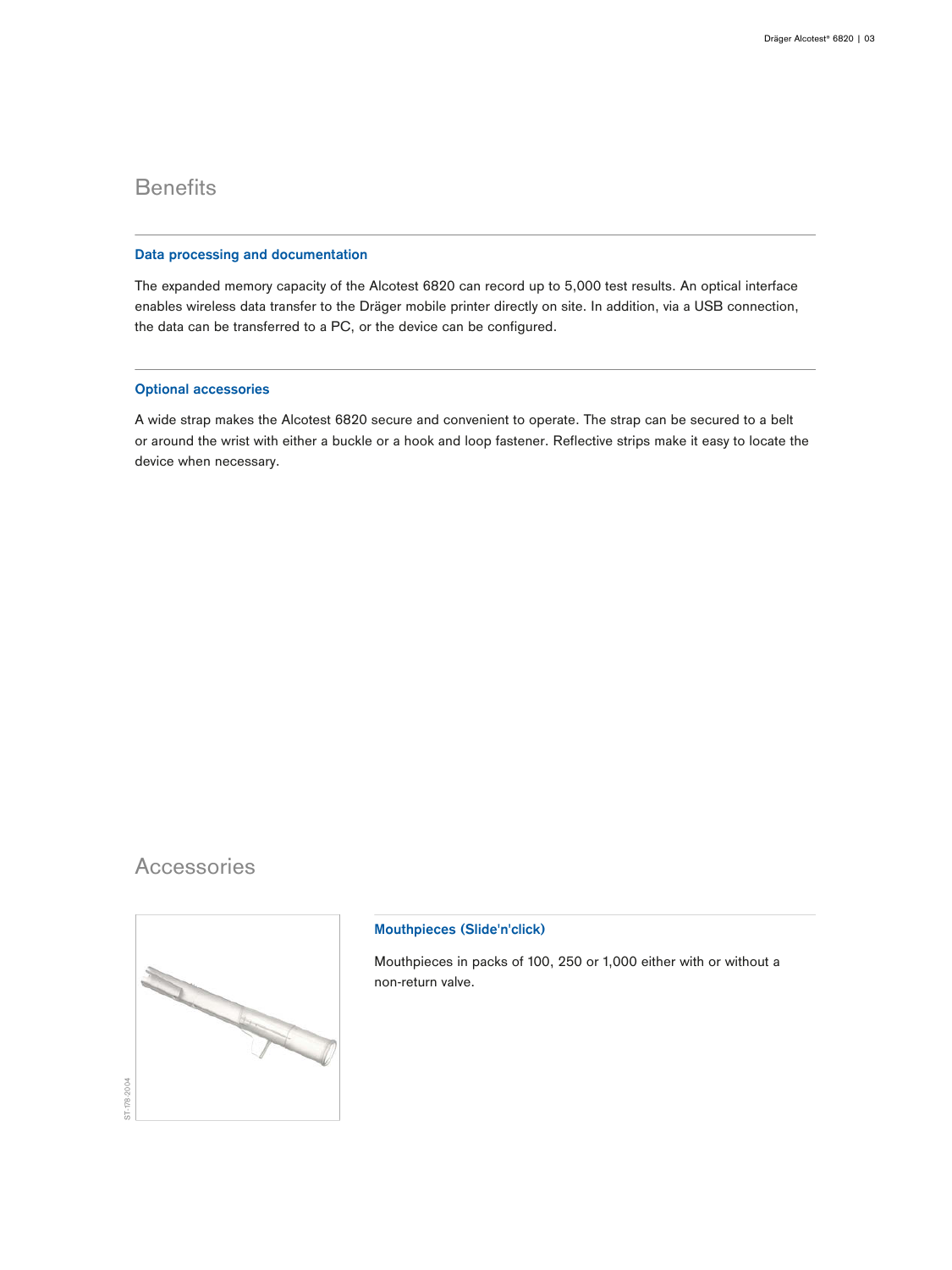## Benefits

### Data processing and documentation

The expanded memory capacity of the Alcotest 6820 can record up to 5,000 test results. An optical interface enables wireless data transfer to the Dräger mobile printer directly on site. In addition, via a USB connection, the data can be transferred to a PC, or the device can be configured.

### Optional accessories

A wide strap makes the Alcotest 6820 secure and convenient to operate. The strap can be secured to a belt or around the wrist with either a buckle or a hook and loop fastener. Reflective strips make it easy to locate the device when necessary.

## Accessories

ST-178-2004

### Mouthpieces (Slide'n'click)

Mouthpieces in packs of 100, 250 or 1,000 either with or without a non-return valve.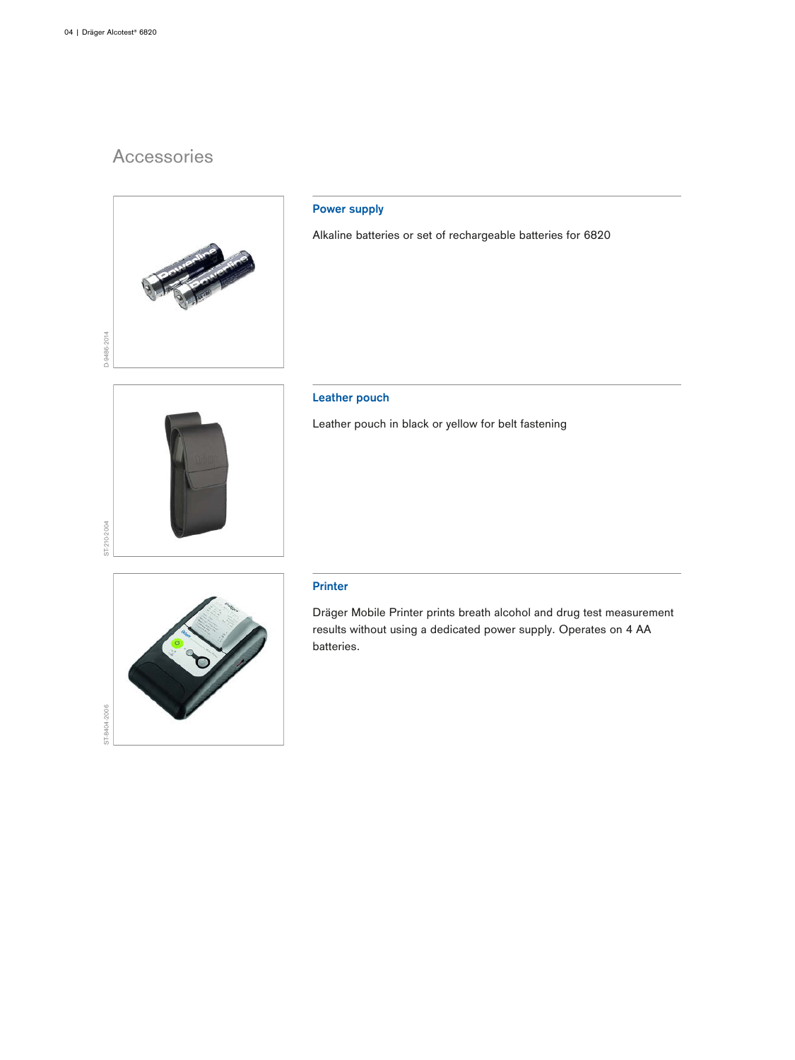# Accessories

### Power supply

Alkaline batteries or set of rechargeable batteries for 6820

### Leather pouch

Leather pouch in black or yellow for belt fastening

### Printer

Dräger Mobile Printer prints breath alcohol and drug test measurement results without using a dedicated power supply. Operates on 4 AA batteries.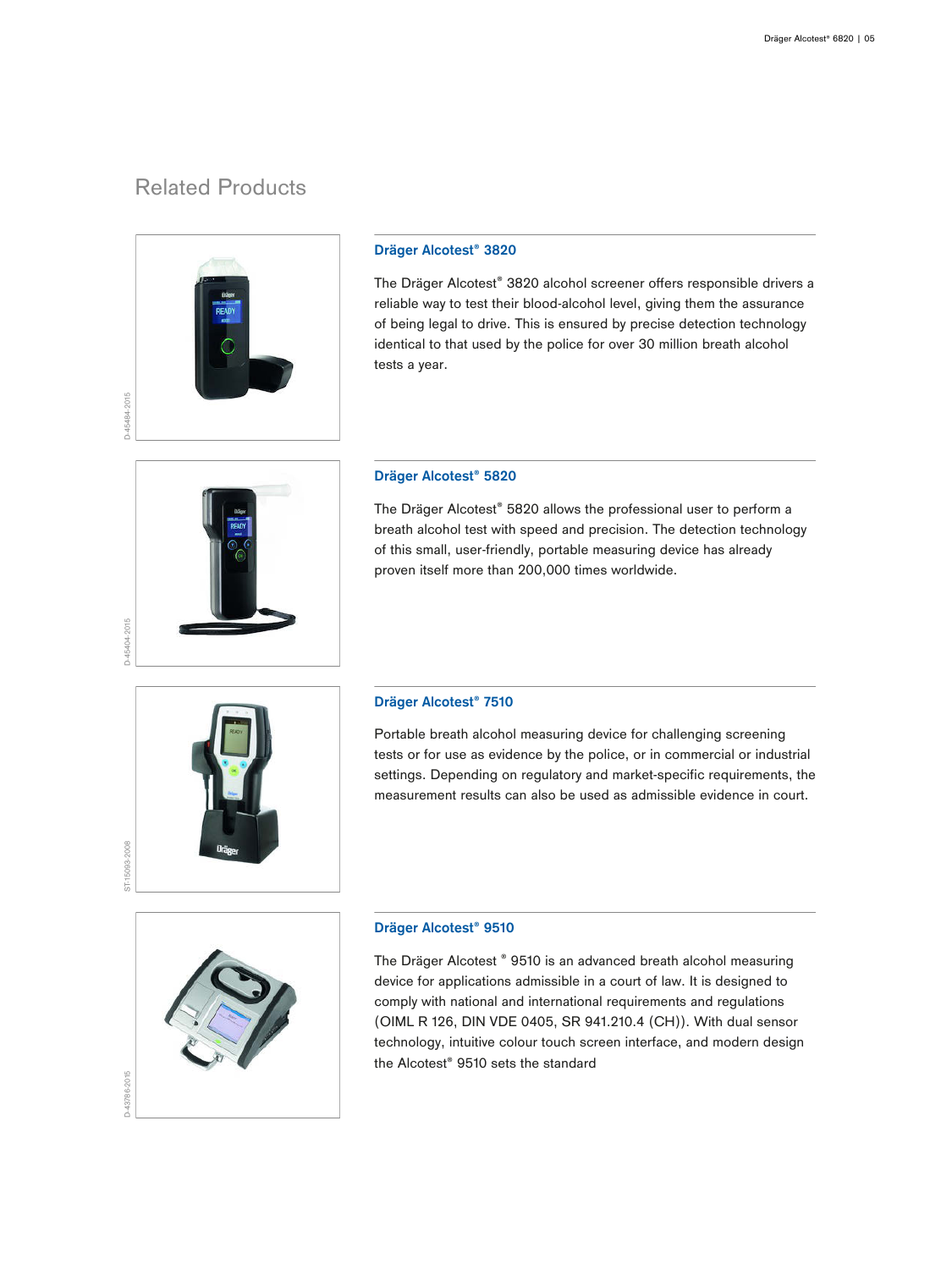## Related Products

### Dräger Alcotest® 3820

The Dräger Alcotest® 3820 alcohol screener offers responsible drivers a reliable way to test their blood-alcohol level, giving them the assurance of being legal to drive. This is ensured by precise detection technology identical to that used by the police for over 30 million breath alcohol tests a year.

### Dräger Alcotest® 5820

The Dräger Alcotest® 5820 allows the professional user to perform a breath alcohol test with speed and precision. The detection technology of this small, user-friendly, portable measuring device has already proven itself more than 200,000 times worldwide.

### Dräger Alcotest® 7510

Portable breath alcohol measuring device for challenging screening tests or for use as evidence by the police, or in commercial or industrial settings. Depending on regulatory and market-specific requirements, the measurement results can also be used as admissible evidence in court.

### Dräger Alcotest® 9510

The Dräger Alcotest ® 9510 is an advanced breath alcohol measuring device for applications admissible in a court of law. It is designed to comply with national and international requirements and regulations (OIML R 126, DIN VDE 0405, SR 941.210.4 (CH)). With dual sensor technology, intuitive colour touch screen interface, and modern design the Alcotest® 9510 sets the standard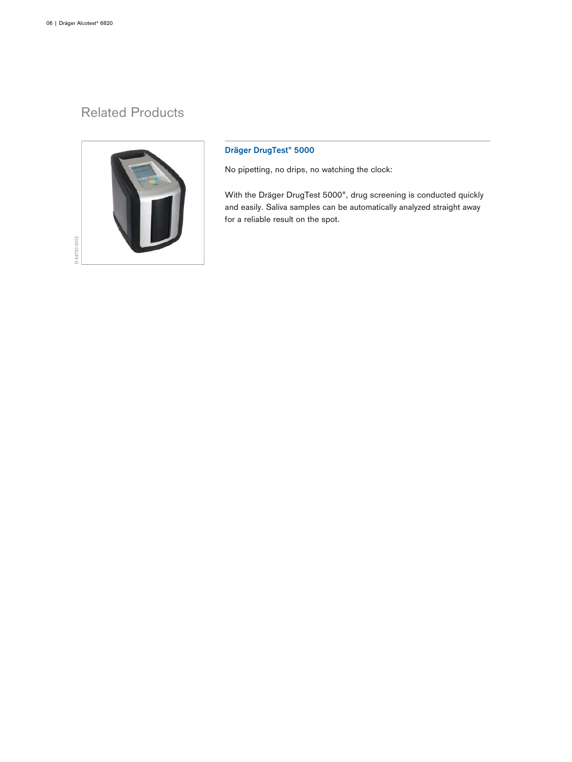## Related Products

D-54720-2012

### Dräger DrugTest® 5000

No pipetting, no drips, no watching the clock:

With the Dräger DrugTest 5000®, drug screening is conducted quickly and easily. Saliva samples can be automatically analyzed straight away for a reliable result on the spot.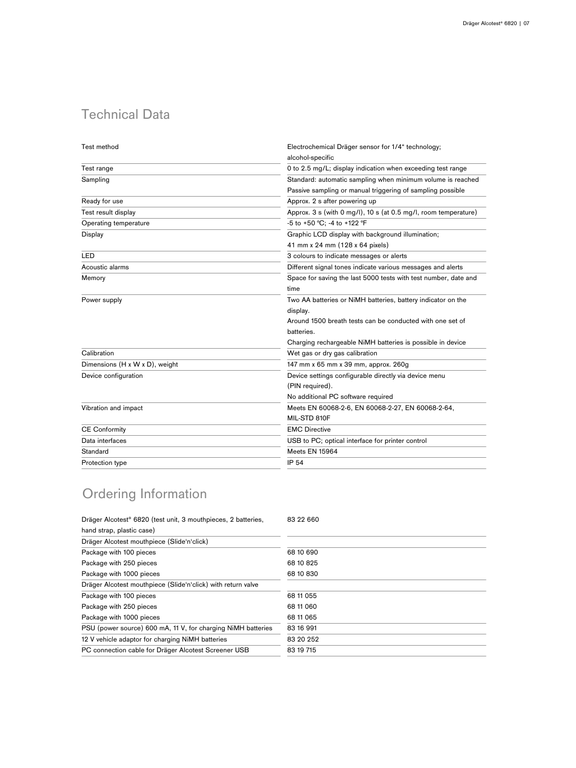## Technical Data

| | |
|---|---|
| Test method | Electrochemical Dräger sensor for 1/4" technology; alcohol-specific |
| Test range | 0 to 2.5 mg/L; display indication when exceeding test range |
| Sampling | Standard: automatic sampling when minimum volume is reached<br>Passive sampling or manual triggering of sampling possible |
| Ready for use | Approx. 2 s after powering up |
| Test result display | Approx. 3 s (with 0 mg/l), 10 s (at 0.5 mg/l, room temperature) |
| Operating temperature | -5 to +50 °C; -4 to +122 °F |
| Display | Graphic LCD display with background illumination; 41 mm x 24 mm (128 x 64 pixels) |
| LED | 3 colours to indicate messages or alerts |
| Acoustic alarms | Different signal tones indicate various messages and alerts |
| Memory | Space for saving the last 5000 tests with test number, date and time |
| Power supply | Two AA batteries or NiMH batteries, battery indicator on the display.<br>Around 1500 breath tests can be conducted with one set of batteries.<br>Charging rechargeable NiMH batteries is possible in device |
| Calibration | Wet gas or dry gas calibration |
| Dimensions (H x W x D), weight | 147 mm x 65 mm x 39 mm, approx. 260g |
| Device configuration | Device settings configurable directly via device menu (PIN required).<br>No additional PC software required |
| Vibration and impact | Meets EN 60068-2-6, EN 60068-2-27, EN 60068-2-64, MIL-STD 810F |
| CE Conformity | EMC Directive |
| Data interfaces | USB to PC; optical interface for printer control |
| Standard | Meets EN 15964 |
| Protection type | IP 54 |

## Ordering Information

| | |
|---|---|
| Dräger Alcotest® 6820 (test unit, 3 mouthpieces, 2 batteries, hand strap, plastic case) | 83 22 660 |
| Dräger Alcotest mouthpiece (Slide'n'click) | |
| Package with 100 pieces | 68 10 690 |
| Package with 250 pieces | 68 10 825 |
| Package with 1000 pieces | 68 10 830 |
| Dräger Alcotest mouthpiece (Slide'n'click) with return valve | |
| Package with 100 pieces | 68 11 055 |
| Package with 250 pieces | 68 11 060 |
| Package with 1000 pieces | 68 11 065 |
| PSU (power source) 600 mA, 11 V, for charging NiMH batteries | 83 16 991 |
| 12 V vehicle adaptor for charging NiMH batteries | 83 20 252 |
| PC connection cable for Dräger Alcotest Screener USB | 83 19 715 |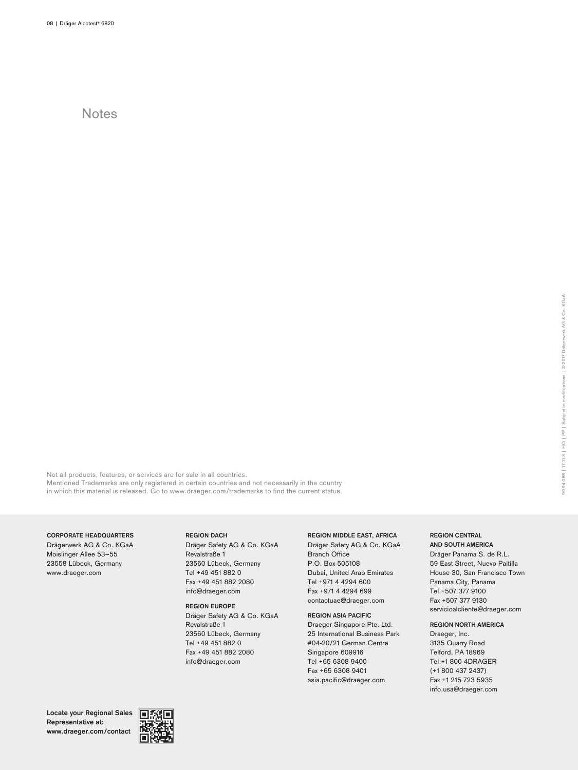## Notes

Not all products, features, or services are for sale in all countries.
Mentioned Trademarks are only registered in certain countries and not necessarily in the country in which this material is released. Go to www.draeger.com/trademarks to find the current status.

**CORPORATE HEADQUARTERS**
Drägerwerk AG & Co. KGaA
Moislinger Allee 53–55
23558 Lübeck, Germany
www.draeger.com

**REGION DACH**
Dräger Safety AG & Co. KGaA
Revalstraße 1
23560 Lübeck, Germany
Tel +49 451 882 0
Fax +49 451 882 2080
info@draeger.com

**REGION EUROPE**
Dräger Safety AG & Co. KGaA
Revalstraße 1
23560 Lübeck, Germany
Tel +49 451 882 0
Fax +49 451 882 2080
info@draeger.com

**REGION MIDDLE EAST, AFRICA**
Dräger Safety AG & Co. KGaA
Branch Office
P.O. Box 505108
Dubai, United Arab Emirates
Tel +971 4 4294 600
Fax +971 4 4294 699
contactuae@draeger.com

**REGION ASIA PACIFIC**
Draeger Singapore Pte. Ltd.
25 International Business Park
#04-20/21 German Centre
Singapore 609916
Tel +65 6308 9400
Fax +65 6308 9401
asia.pacific@draeger.com

**REGION CENTRAL AND SOUTH AMERICA**
Dräger Panama S. de R.L.
59 East Street, Nuevo Paitilla
House 30, San Francisco Town
Panama City, Panama
Tel +507 377 9100
Fax +507 377 9130
servicioalcliente@draeger.com

**REGION NORTH AMERICA**
Draeger, Inc.
3135 Quarry Road
Telford, PA 18969
Tel +1 800 4DRAGER
(+1 800 437 2437)
Fax +1 215 723 5935
info.usa@draeger.com

**Locate your Regional Sales Representative at: www.draeger.com/contact**

90 94 088 | 17.11-3 | HQ | PP | Subject to modifications | © 2017 Drägerwerk AG & Co. KGaA